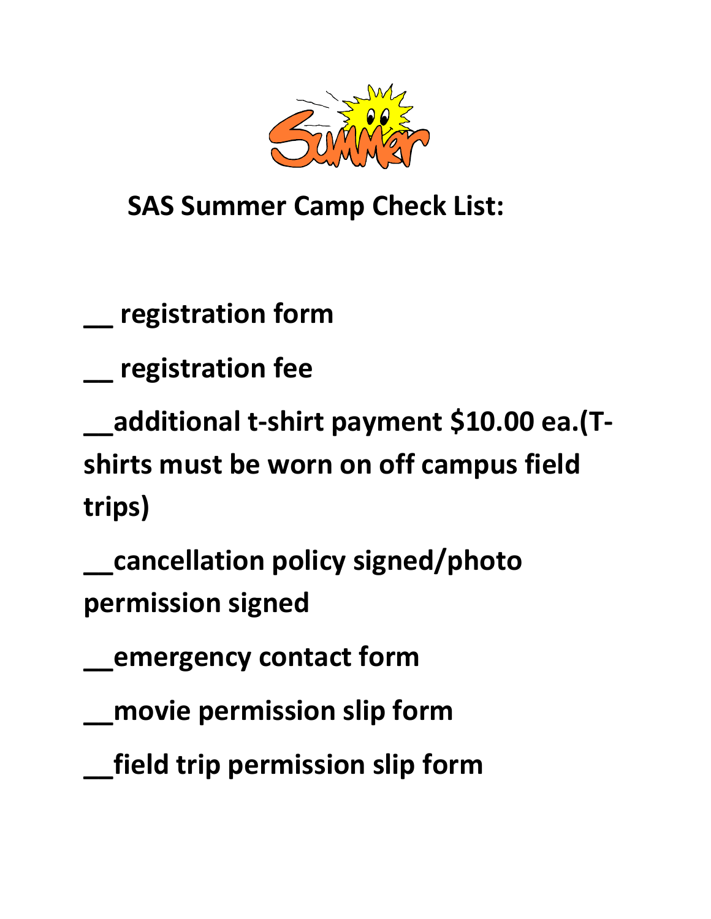Summer

# SAS Summer Camp Check List:

__ registration form

__ registration fee

__additional t-shirt payment $10.00 ea.(T-shirts must be worn on off campus field trips)

__cancellation policy signed/photo permission signed

__emergency contact form

__movie permission slip form

__field trip permission slip form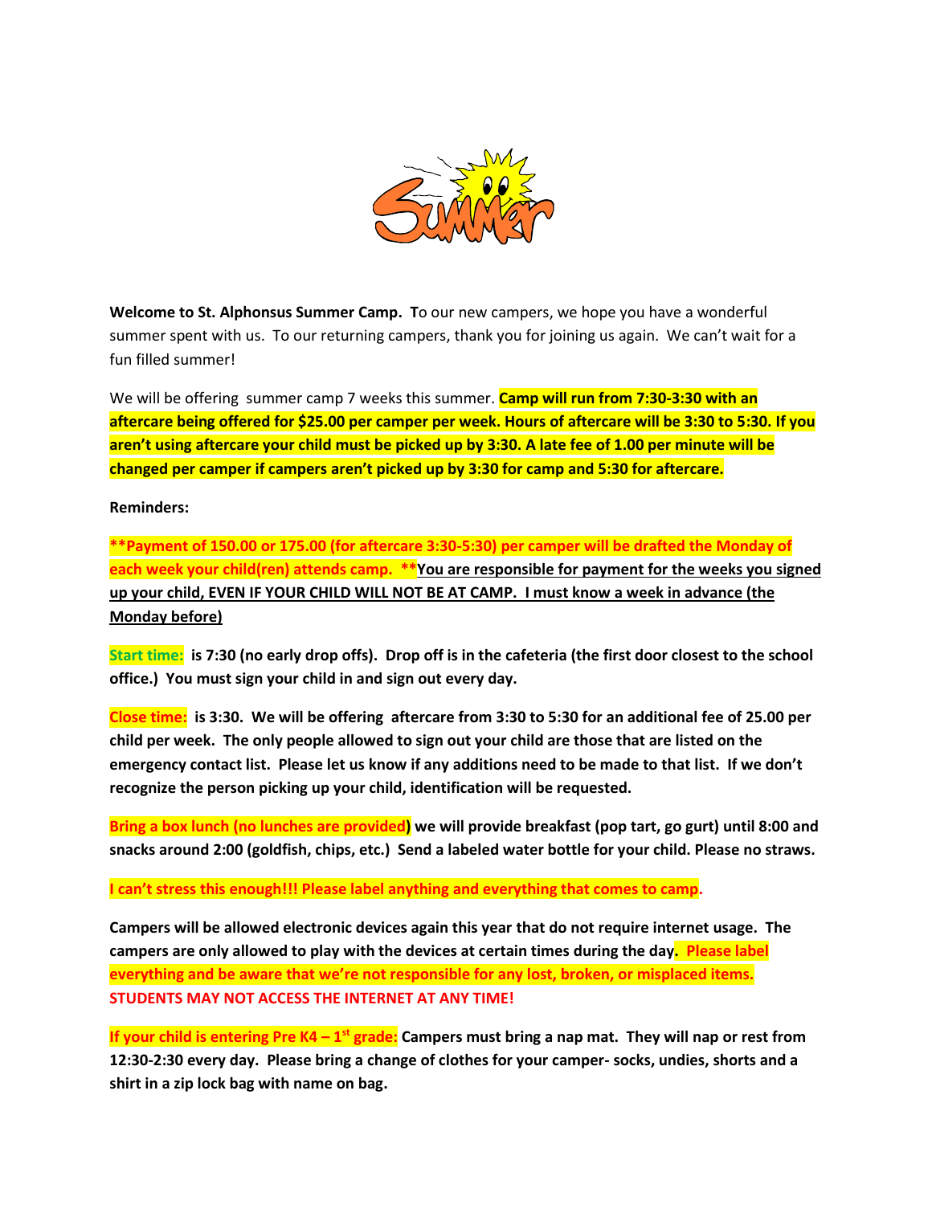**Welcome to St. Alphonsus Summer Camp. T**o our new campers, we hope you have a wonderful summer spent with us. To our returning campers, thank you for joining us again. We can't wait for a fun filled summer!

We will be offering summer camp 7 weeks this summer. **Camp will run from 7:30-3:30 with an aftercare being offered for $25.00 per camper per week. Hours of aftercare will be 3:30 to 5:30. If you aren't using aftercare your child must be picked up by 3:30. A late fee of 1.00 per minute will be changed per camper if campers aren't picked up by 3:30 for camp and 5:30 for aftercare.**

**Reminders:**

**\*\*Payment of 150.00 or 175.00 (for aftercare 3:30-5:30) per camper will be drafted the Monday of each week your child(ren) attends camp. \*\*<u>You are responsible for payment for the weeks you signed up your child, EVEN IF YOUR CHILD WILL NOT BE AT CAMP. I must know a week in advance (the Monday before)</u>**

**Start time: is 7:30 (no early drop offs). Drop off is in the cafeteria (the first door closest to the school office.) You must sign your child in and sign out every day.**

**Close time: is 3:30. We will be offering aftercare from 3:30 to 5:30 for an additional fee of 25.00 per child per week. The only people allowed to sign out your child are those that are listed on the emergency contact list. Please let us know if any additions need to be made to that list. If we don't recognize the person picking up your child, identification will be requested.**

**Bring a box lunch (no lunches are provided) we will provide breakfast (pop tart, go gurt) until 8:00 and snacks around 2:00 (goldfish, chips, etc.) Send a labeled water bottle for your child. Please no straws.**

**I can't stress this enough!!! Please label anything and everything that comes to camp.**

**Campers will be allowed electronic devices again this year that do not require internet usage. The campers are only allowed to play with the devices at certain times during the day. Please label everything and be aware that we're not responsible for any lost, broken, or misplaced items. STUDENTS MAY NOT ACCESS THE INTERNET AT ANY TIME!**

**If your child is entering Pre K4 – 1st grade: Campers must bring a nap mat. They will nap or rest from 12:30-2:30 every day. Please bring a change of clothes for your camper- socks, undies, shorts and a shirt in a zip lock bag with name on bag.**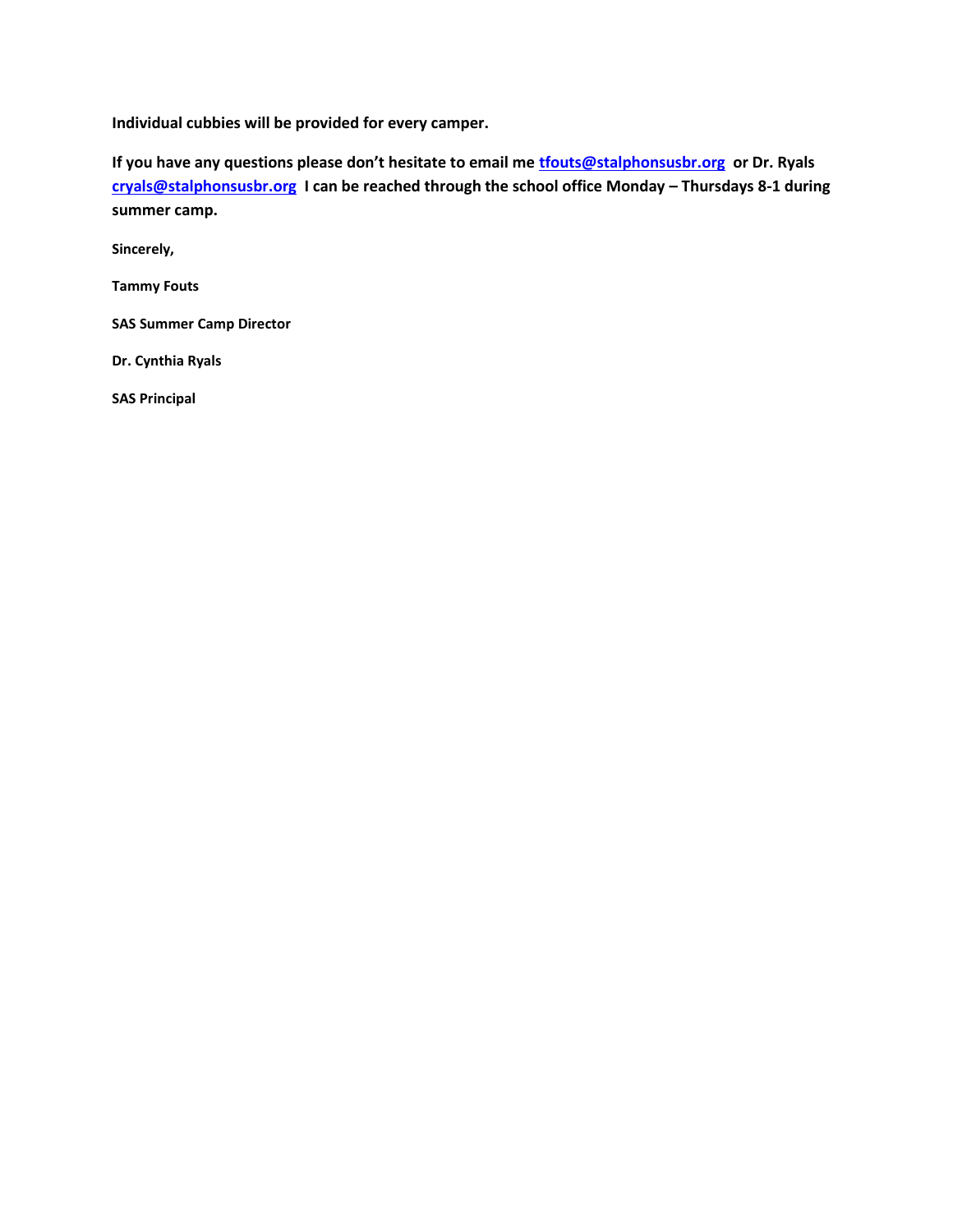**Individual cubbies will be provided for every camper.**

**If you have any questions please don't hesitate to email me [tfouts@stalphonsusbr.org](mailto:tfouts@stalphonsusbr.org) or Dr. Ryals [cryals@stalphonsusbr.org](mailto:cryals@stalphonsusbr.org) I can be reached through the school office Monday – Thursdays 8-1 during summer camp.**

**Sincerely,**

**Tammy Fouts**

**SAS Summer Camp Director**

**Dr. Cynthia Ryals**

**SAS Principal**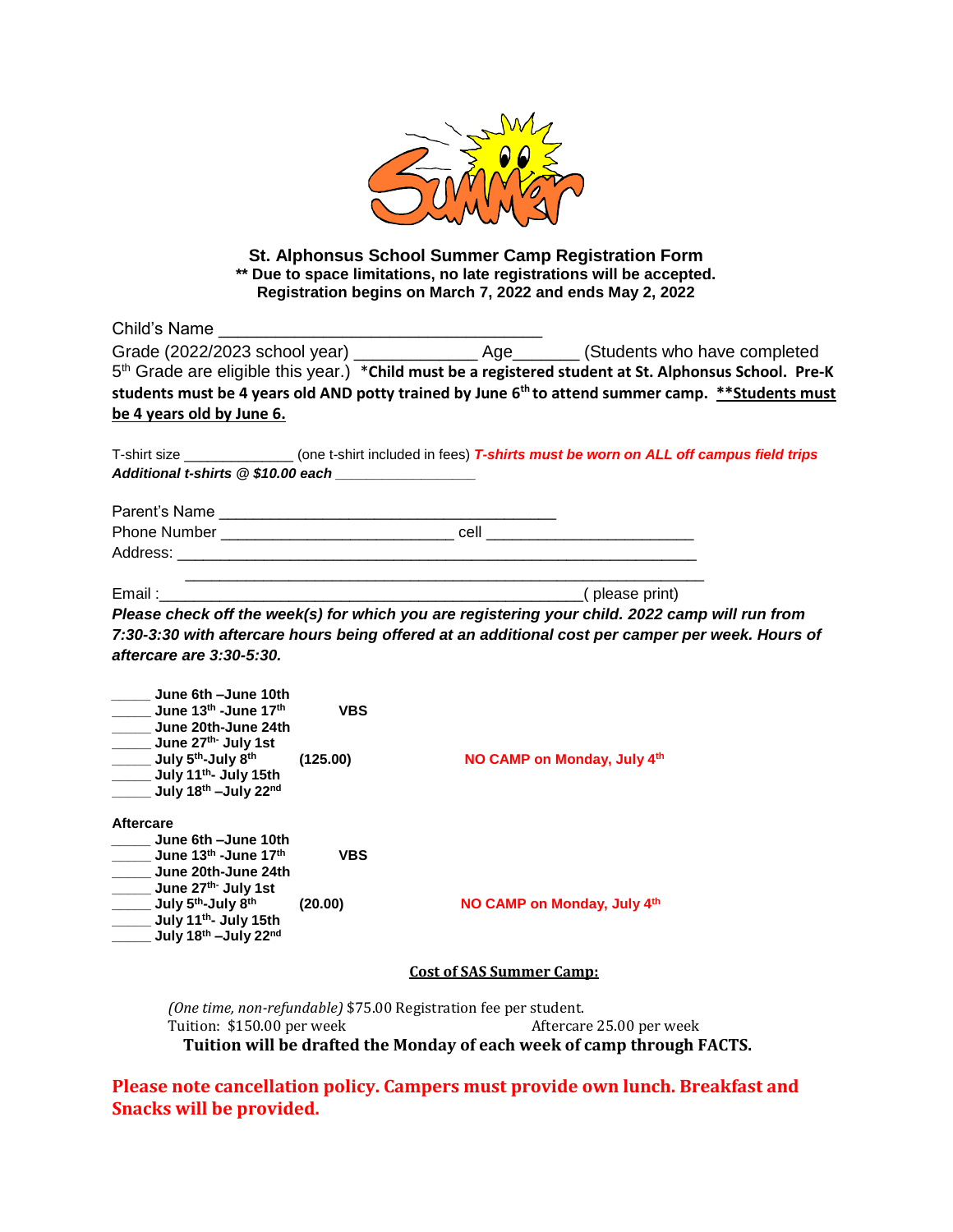# St. Alphonsus School Summer Camp Registration Form

**\*\* Due to space limitations, no late registrations will be accepted.**
**Registration begins on March 7, 2022 and ends May 2, 2022**

Child's Name ________________________________

Grade (2022/2023 school year) ____________ Age_______ (Students who have completed 5th Grade are eligible this year.) ***Child must be a registered student at St. Alphonsus School. Pre-K students must be 4 years old AND potty trained by June 6th to attend summer camp. <u>\*\*Students must be 4 years old by June 6.</u>**

T-shirt size ____________ (one t-shirt included in fees) ***T-shirts must be worn on ALL off campus field trips***
***Additional t-shirts @ $10.00 each*** ________________

Parent's Name ___________________________________
Phone Number _________________________ cell ______________________
Address: ______________________________________________________
______________________________________________________

Email :_____________________________________________( please print)

***Please check off the week(s) for which you are registering your child. 2022 camp will run from 7:30-3:30 with aftercare hours being offered at an additional cost per camper per week. Hours of aftercare are 3:30-5:30.***

_____ **June 6th –June 10th**
_____ **June 13th -June 17th** **VBS**
_____ **June 20th-June 24th**
_____ **June 27th- July 1st**
_____ **July 5th-July 8th** **(125.00)** **NO CAMP on Monday, July 4th**
_____ **July 11th- July 15th**
_____ **July 18th –July 22nd**

**Aftercare**
_____ **June 6th –June 10th**
_____ **June 13th -June 17th** **VBS**
_____ **June 20th-June 24th**
_____ **June 27th- July 1st**
_____ **July 5th-July 8th** **(20.00)** **NO CAMP on Monday, July 4th**
_____ **July 11th- July 15th**
_____ **July 18th –July 22nd**

**<u>Cost of SAS Summer Camp:</u>**

*(One time, non-refundable)* $75.00 Registration fee per student.
Tuition: $150.00 per week Aftercare 25.00 per week
**Tuition will be drafted the Monday of each week of camp through FACTS.**

**Please note cancellation policy. Campers must provide own lunch. Breakfast and Snacks will be provided.**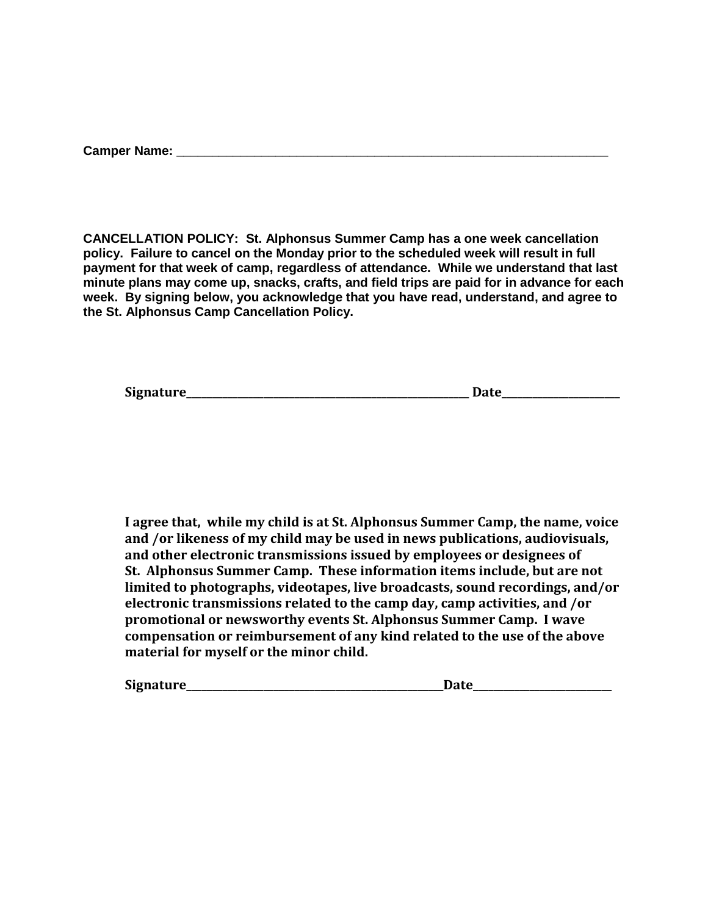**Camper Name: \_\_\_\_\_\_\_\_\_\_\_\_\_\_\_\_\_\_\_\_\_\_\_\_\_\_\_\_\_\_\_\_\_\_\_\_\_\_\_\_\_\_\_\_\_\_\_\_\_\_\_\_\_\_\_\_\_\_\_\_\_\_\_\_**

**CANCELLATION POLICY: St. Alphonsus Summer Camp has a one week cancellation policy. Failure to cancel on the Monday prior to the scheduled week will result in full payment for that week of camp, regardless of attendance. While we understand that last minute plans may come up, snacks, crafts, and field trips are paid for in advance for each week. By signing below, you acknowledge that you have read, understand, and agree to the St. Alphonsus Camp Cancellation Policy.**

**Signature\_\_\_\_\_\_\_\_\_\_\_\_\_\_\_\_\_\_\_\_\_\_\_\_\_\_\_\_\_\_\_\_\_\_\_\_\_\_\_\_\_\_\_\_\_\_\_\_\_\_ Date\_\_\_\_\_\_\_\_\_\_\_\_\_\_\_\_\_\_\_\_\_\_**

**I agree that, while my child is at St. Alphonsus Summer Camp, the name, voice and /or likeness of my child may be used in news publications, audiovisuals, and other electronic transmissions issued by employees or designees of St. Alphonsus Summer Camp. These information items include, but are not limited to photographs, videotapes, live broadcasts, sound recordings, and/or electronic transmissions related to the camp day, camp activities, and /or promotional or newsworthy events St. Alphonsus Summer Camp. I wave compensation or reimbursement of any kind related to the use of the above material for myself or the minor child.**

**Signature\_\_\_\_\_\_\_\_\_\_\_\_\_\_\_\_\_\_\_\_\_\_\_\_\_\_\_\_\_\_\_\_\_\_\_\_\_\_\_\_\_\_\_\_\_\_\_\_Date\_\_\_\_\_\_\_\_\_\_\_\_\_\_\_\_\_\_\_\_\_\_\_\_\_\_\_**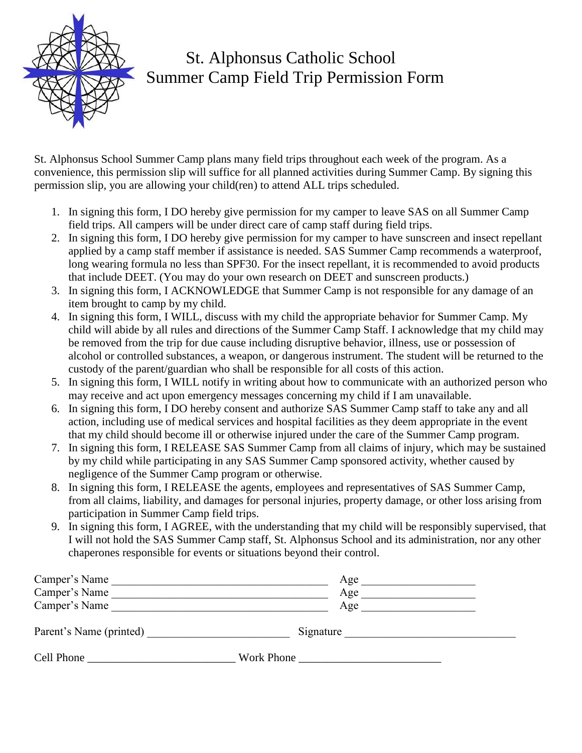# St. Alphonsus Catholic School
## Summer Camp Field Trip Permission Form

St. Alphonsus School Summer Camp plans many field trips throughout each week of the program. As a convenience, this permission slip will suffice for all planned activities during Summer Camp. By signing this permission slip, you are allowing your child(ren) to attend ALL trips scheduled.

1. In signing this form, I DO hereby give permission for my camper to leave SAS on all Summer Camp field trips. All campers will be under direct care of camp staff during field trips.
2. In signing this form, I DO hereby give permission for my camper to have sunscreen and insect repellant applied by a camp staff member if assistance is needed. SAS Summer Camp recommends a waterproof, long wearing formula no less than SPF30. For the insect repellant, it is recommended to avoid products that include DEET. (You may do your own research on DEET and sunscreen products.)
3. In signing this form, I ACKNOWLEDGE that Summer Camp is not responsible for any damage of an item brought to camp by my child.
4. In signing this form, I WILL, discuss with my child the appropriate behavior for Summer Camp. My child will abide by all rules and directions of the Summer Camp Staff. I acknowledge that my child may be removed from the trip for due cause including disruptive behavior, illness, use or possession of alcohol or controlled substances, a weapon, or dangerous instrument. The student will be returned to the custody of the parent/guardian who shall be responsible for all costs of this action.
5. In signing this form, I WILL notify in writing about how to communicate with an authorized person who may receive and act upon emergency messages concerning my child if I am unavailable.
6. In signing this form, I DO hereby consent and authorize SAS Summer Camp staff to take any and all action, including use of medical services and hospital facilities as they deem appropriate in the event that my child should become ill or otherwise injured under the care of the Summer Camp program.
7. In signing this form, I RELEASE SAS Summer Camp from all claims of injury, which may be sustained by my child while participating in any SAS Summer Camp sponsored activity, whether caused by negligence of the Summer Camp program or otherwise.
8. In signing this form, I RELEASE the agents, employees and representatives of SAS Summer Camp, from all claims, liability, and damages for personal injuries, property damage, or other loss arising from participation in Summer Camp field trips.
9. In signing this form, I AGREE, with the understanding that my child will be responsibly supervised, that I will not hold the SAS Summer Camp staff, St. Alphonsus School and its administration, nor any other chaperones responsible for events or situations beyond their control.

Camper's Name ______________________________ Age ________________

Camper's Name ______________________________ Age ________________

Camper's Name ______________________________ Age ________________

Parent's Name (printed) ____________________ Signature ________________________

Cell Phone ______________________ Work Phone ______________________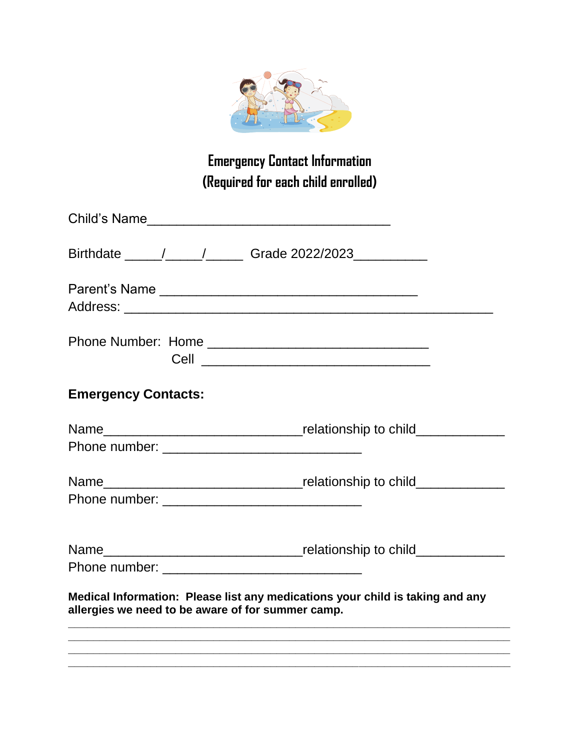# Emergency Contact Information
# (Required for each child enrolled)

Child's Name________________________________

Birthdate _____/_____/_____ Grade 2022/2023__________

Parent's Name __________________________________
Address: __________________________________________________

Phone Number: Home ______________________________
Cell _______________________________

**Emergency Contacts:**

Name___________________________relationship to child____________
Phone number: ___________________________

Name___________________________relationship to child____________
Phone number: ___________________________

Name___________________________relationship to child____________
Phone number: ___________________________

**Medical Information: Please list any medications your child is taking and any allergies we need to be aware of for summer camp.**

_____________________________________________________________
_____________________________________________________________
_____________________________________________________________
_____________________________________________________________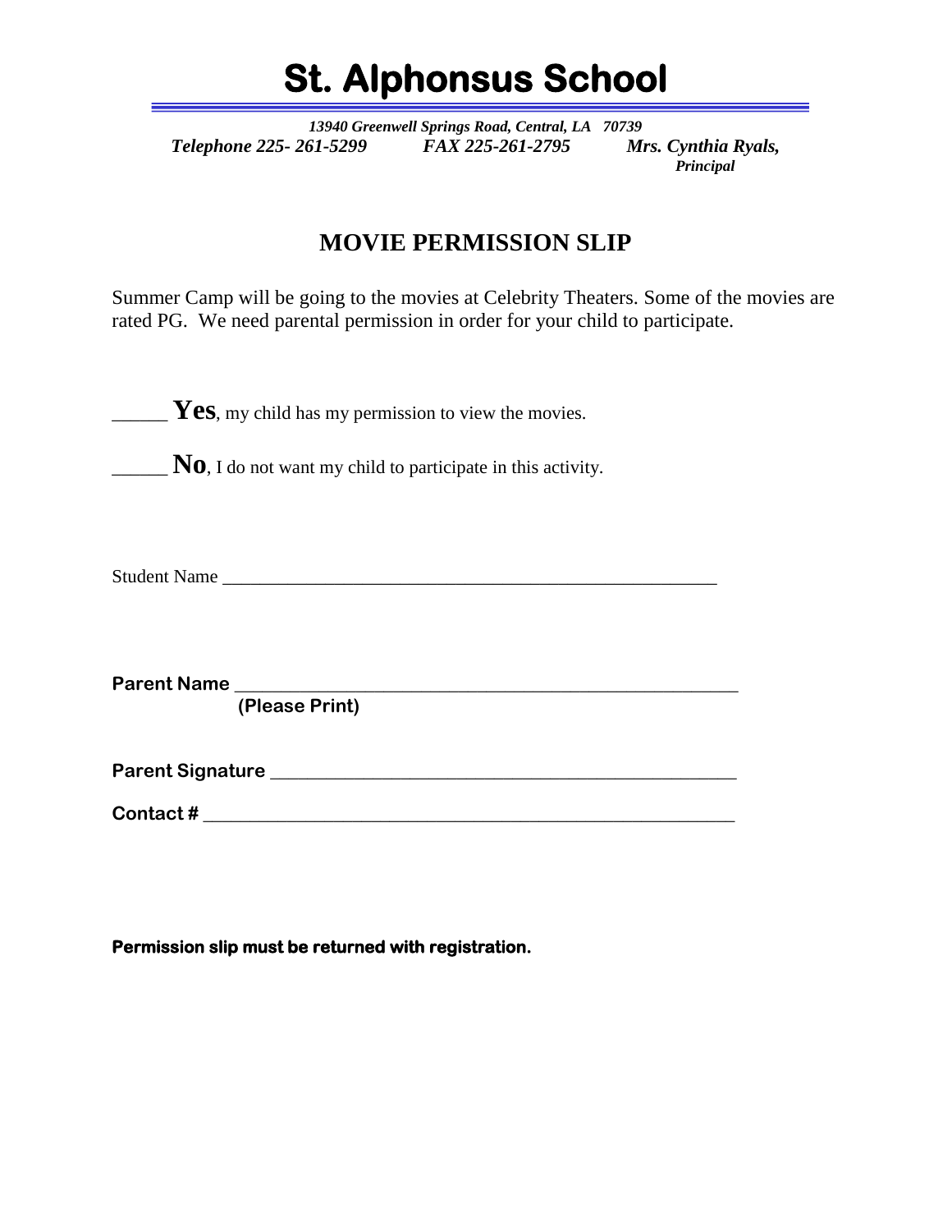# St. Alphonsus School

*13940 Greenwell Springs Road, Central, LA 70739*
*Telephone 225- 261-5299 FAX 225-261-2795 Mrs. Cynthia Ryals,*
***Principal***

## MOVIE PERMISSION SLIP

Summer Camp will be going to the movies at Celebrity Theaters. Some of the movies are rated PG. We need parental permission in order for your child to participate.

______ **Yes**, my child has my permission to view the movies.

______ **No**, I do not want my child to participate in this activity.

Student Name ______________________________________________________

**Parent Name** ______________________________________________________
**(Please Print)**

**Parent Signature** ______________________________________________

**Contact #** ______________________________________________________

**Permission slip must be returned with registration.**